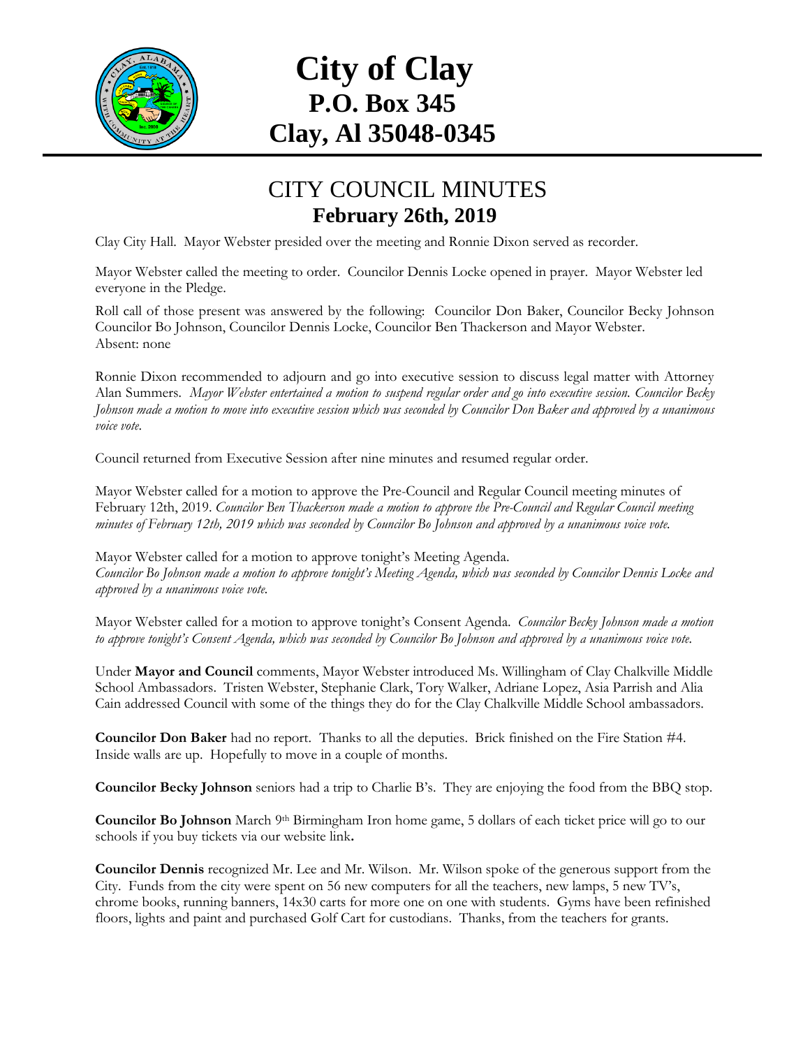# City of Clay
## P.O. Box 345
## Clay, Al 35048-0345

## CITY COUNCIL MINUTES
### February 26th, 2019

Clay City Hall. Mayor Webster presided over the meeting and Ronnie Dixon served as recorder.

Mayor Webster called the meeting to order. Councilor Dennis Locke opened in prayer. Mayor Webster led everyone in the Pledge.

Roll call of those present was answered by the following: Councilor Don Baker, Councilor Becky Johnson Councilor Bo Johnson, Councilor Dennis Locke, Councilor Ben Thackerson and Mayor Webster.
Absent: none

Ronnie Dixon recommended to adjourn and go into executive session to discuss legal matter with Attorney Alan Summers. *Mayor Webster entertained a motion to suspend regular order and go into executive session. Councilor Becky Johnson made a motion to move into executive session which was seconded by Councilor Don Baker and approved by a unanimous voice vote.*

Council returned from Executive Session after nine minutes and resumed regular order.

Mayor Webster called for a motion to approve the Pre-Council and Regular Council meeting minutes of February 12th, 2019. *Councilor Ben Thackerson made a motion to approve the Pre-Council and Regular Council meeting minutes of February 12th, 2019 which was seconded by Councilor Bo Johnson and approved by a unanimous voice vote.*

Mayor Webster called for a motion to approve tonight's Meeting Agenda.
*Councilor Bo Johnson made a motion to approve tonight's Meeting Agenda, which was seconded by Councilor Dennis Locke and approved by a unanimous voice vote.*

Mayor Webster called for a motion to approve tonight's Consent Agenda. *Councilor Becky Johnson made a motion to approve tonight's Consent Agenda, which was seconded by Councilor Bo Johnson and approved by a unanimous voice vote.*

Under **Mayor and Council** comments, Mayor Webster introduced Ms. Willingham of Clay Chalkville Middle School Ambassadors. Tristen Webster, Stephanie Clark, Tory Walker, Adriane Lopez, Asia Parrish and Alia Cain addressed Council with some of the things they do for the Clay Chalkville Middle School ambassadors.

**Councilor Don Baker** had no report. Thanks to all the deputies. Brick finished on the Fire Station #4. Inside walls are up. Hopefully to move in a couple of months.

**Councilor Becky Johnson** seniors had a trip to Charlie B's. They are enjoying the food from the BBQ stop.

**Councilor Bo Johnson** March 9th Birmingham Iron home game, 5 dollars of each ticket price will go to our schools if you buy tickets via our website link**.**

**Councilor Dennis** recognized Mr. Lee and Mr. Wilson. Mr. Wilson spoke of the generous support from the City. Funds from the city were spent on 56 new computers for all the teachers, new lamps, 5 new TV's, chrome books, running banners, 14x30 carts for more one on one with students. Gyms have been refinished floors, lights and paint and purchased Golf Cart for custodians. Thanks, from the teachers for grants.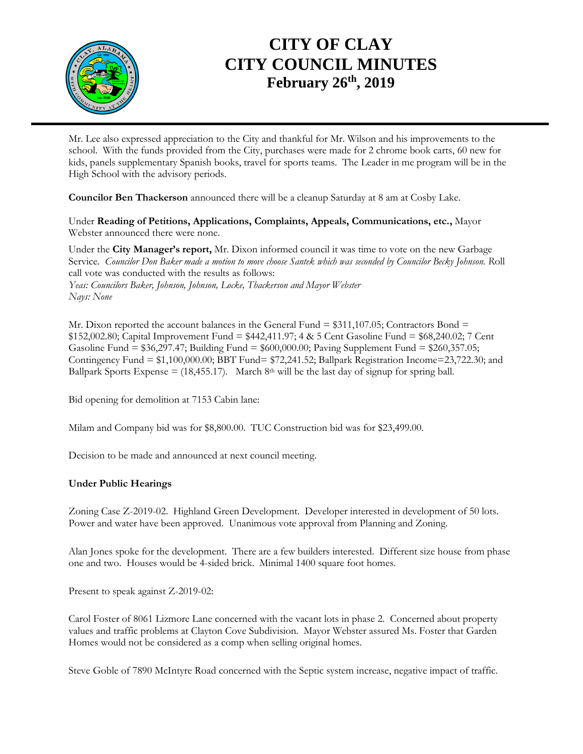Mr. Lee also expressed appreciation to the City and thankful for Mr. Wilson and his improvements to the school. With the funds provided from the City, purchases were made for 2 chrome book carts, 60 new for kids, panels supplementary Spanish books, travel for sports teams. The Leader in me program will be in the High School with the advisory periods.

**Councilor Ben Thackerson** announced there will be a cleanup Saturday at 8 am at Cosby Lake.

Under **Reading of Petitions, Applications, Complaints, Appeals, Communications, etc.,** Mayor Webster announced there were none.

Under the **City Manager's report,** Mr. Dixon informed council it was time to vote on the new Garbage Service. *Councilor Don Baker made a motion to move choose Santek which was seconded by Councilor Becky Johnson.* Roll call vote was conducted with the results as follows:
*Yeas: Councilors Baker, Johnson, Johnson, Locke, Thackerson and Mayor Webster*
*Nays: None*

Mr. Dixon reported the account balances in the General Fund = $311,107.05; Contractors Bond = $152,002.80; Capital Improvement Fund = $442,411.97; 4 & 5 Cent Gasoline Fund = $68,240.02; 7 Cent Gasoline Fund = $36,297.47; Building Fund = $600,000.00; Paving Supplement Fund = $260,357.05; Contingency Fund = $1,100,000.00; BBT Fund= $72,241.52; Ballpark Registration Income=23,722.30; and Ballpark Sports Expense = (18,455.17). March 8th will be the last day of signup for spring ball.

Bid opening for demolition at 7153 Cabin lane:

Milam and Company bid was for $8,800.00. TUC Construction bid was for $23,499.00.

Decision to be made and announced at next council meeting.

**Under Public Hearings**

Zoning Case Z-2019-02. Highland Green Development. Developer interested in development of 50 lots. Power and water have been approved. Unanimous vote approval from Planning and Zoning.

Alan Jones spoke for the development. There are a few builders interested. Different size house from phase one and two. Houses would be 4-sided brick. Minimal 1400 square foot homes.

Present to speak against Z-2019-02:

Carol Foster of 8061 Lizmore Lane concerned with the vacant lots in phase 2. Concerned about property values and traffic problems at Clayton Cove Subdivision. Mayor Webster assured Ms. Foster that Garden Homes would not be considered as a comp when selling original homes.

Steve Goble of 7890 McIntyre Road concerned with the Septic system increase, negative impact of traffic.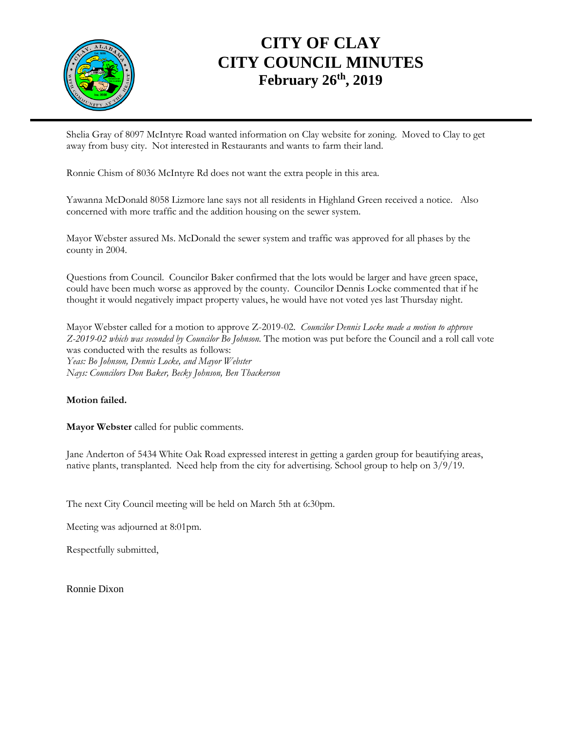# CITY OF CLAY
# CITY COUNCIL MINUTES
## February 26th, 2019

Shelia Gray of 8097 McIntyre Road wanted information on Clay website for zoning. Moved to Clay to get away from busy city. Not interested in Restaurants and wants to farm their land.

Ronnie Chism of 8036 McIntyre Rd does not want the extra people in this area.

Yawanna McDonald 8058 Lizmore lane says not all residents in Highland Green received a notice. Also concerned with more traffic and the addition housing on the sewer system.

Mayor Webster assured Ms. McDonald the sewer system and traffic was approved for all phases by the county in 2004.

Questions from Council. Councilor Baker confirmed that the lots would be larger and have green space, could have been much worse as approved by the county. Councilor Dennis Locke commented that if he thought it would negatively impact property values, he would have not voted yes last Thursday night.

Mayor Webster called for a motion to approve Z-2019-02. *Councilor Dennis Locke made a motion to approve Z-2019-02 which was seconded by Councilor Bo Johnson.* The motion was put before the Council and a roll call vote was conducted with the results as follows:
*Yeas: Bo Johnson, Dennis Locke, and Mayor Webster*
*Nays: Councilors Don Baker, Becky Johnson, Ben Thackerson*

**Motion failed.**

**Mayor Webster** called for public comments.

Jane Anderton of 5434 White Oak Road expressed interest in getting a garden group for beautifying areas, native plants, transplanted. Need help from the city for advertising. School group to help on 3/9/19.

The next City Council meeting will be held on March 5th at 6:30pm.

Meeting was adjourned at 8:01pm.

Respectfully submitted,

Ronnie Dixon